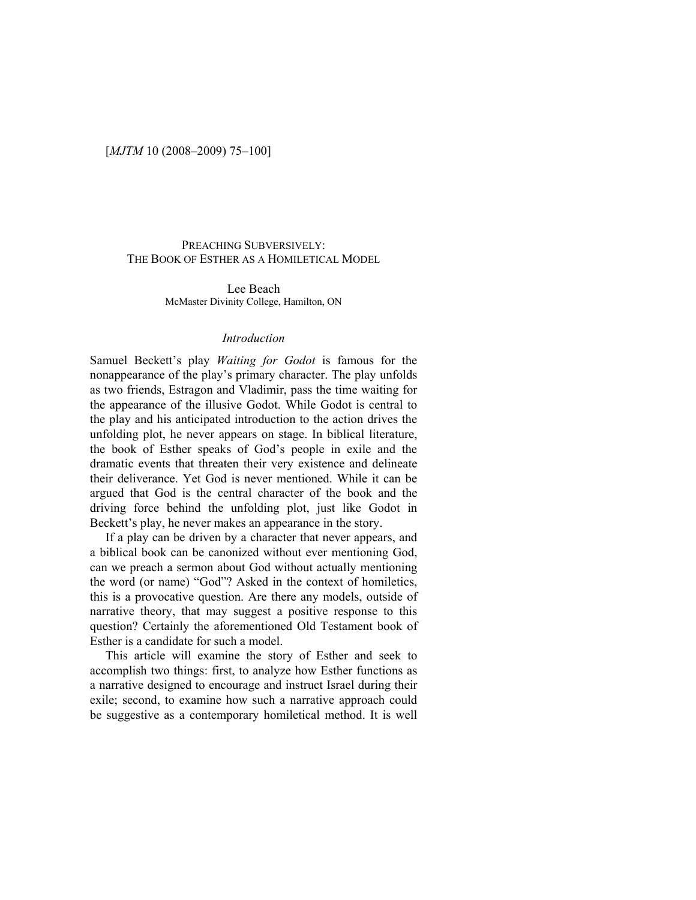# PREACHING SUBVERSIVELY: THE BOOK OF ESTHER AS A HOMILETICAL MODEL

Lee Beach
McMaster Divinity College, Hamilton, ON

## *Introduction*

Samuel Beckett's play *Waiting for Godot* is famous for the nonappearance of the play's primary character. The play unfolds as two friends, Estragon and Vladimir, pass the time waiting for the appearance of the illusive Godot. While Godot is central to the play and his anticipated introduction to the action drives the unfolding plot, he never appears on stage. In biblical literature, the book of Esther speaks of God's people in exile and the dramatic events that threaten their very existence and delineate their deliverance. Yet God is never mentioned. While it can be argued that God is the central character of the book and the driving force behind the unfolding plot, just like Godot in Beckett's play, he never makes an appearance in the story.

If a play can be driven by a character that never appears, and a biblical book can be canonized without ever mentioning God, can we preach a sermon about God without actually mentioning the word (or name) "God"? Asked in the context of homiletics, this is a provocative question. Are there any models, outside of narrative theory, that may suggest a positive response to this question? Certainly the aforementioned Old Testament book of Esther is a candidate for such a model.

This article will examine the story of Esther and seek to accomplish two things: first, to analyze how Esther functions as a narrative designed to encourage and instruct Israel during their exile; second, to examine how such a narrative approach could be suggestive as a contemporary homiletical method. It is well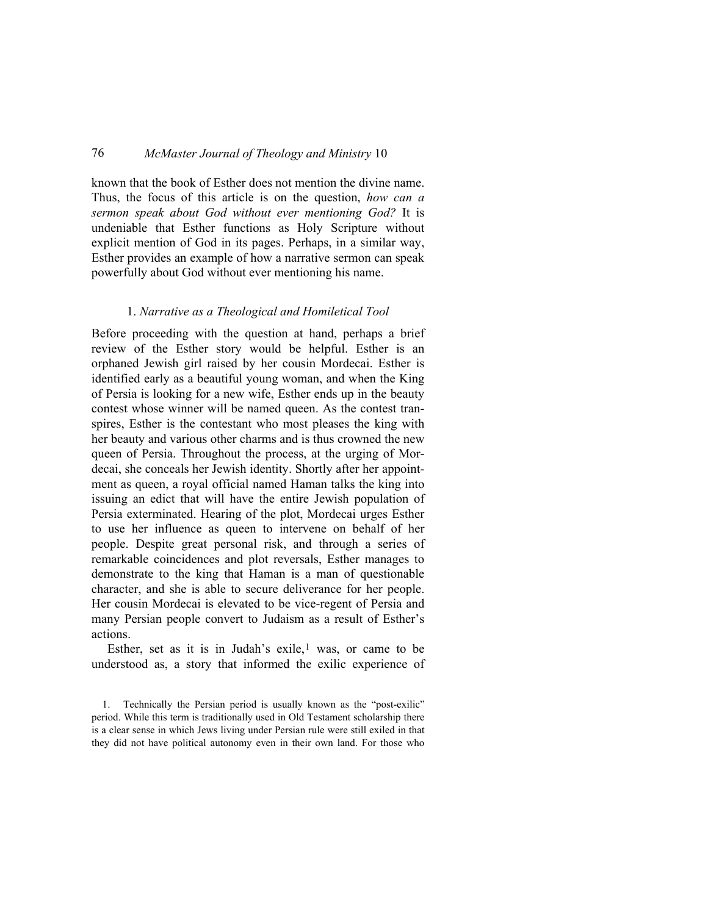known that the book of Esther does not mention the divine name. Thus, the focus of this article is on the question, *how can a sermon speak about God without ever mentioning God?* It is undeniable that Esther functions as Holy Scripture without explicit mention of God in its pages. Perhaps, in a similar way, Esther provides an example of how a narrative sermon can speak powerfully about God without ever mentioning his name.

### 1. *Narrative as a Theological and Homiletical Tool*

Before proceeding with the question at hand, perhaps a brief review of the Esther story would be helpful. Esther is an orphaned Jewish girl raised by her cousin Mordecai. Esther is identified early as a beautiful young woman, and when the King of Persia is looking for a new wife, Esther ends up in the beauty contest whose winner will be named queen. As the contest transpires, Esther is the contestant who most pleases the king with her beauty and various other charms and is thus crowned the new queen of Persia. Throughout the process, at the urging of Mordecai, she conceals her Jewish identity. Shortly after her appointment as queen, a royal official named Haman talks the king into issuing an edict that will have the entire Jewish population of Persia exterminated. Hearing of the plot, Mordecai urges Esther to use her influence as queen to intervene on behalf of her people. Despite great personal risk, and through a series of remarkable coincidences and plot reversals, Esther manages to demonstrate to the king that Haman is a man of questionable character, and she is able to secure deliverance for her people. Her cousin Mordecai is elevated to be vice-regent of Persia and many Persian people convert to Judaism as a result of Esther's actions.

Esther, set as it is in Judah's exile,[1] was, or came to be understood as, a story that informed the exilic experience of

1. Technically the Persian period is usually known as the "post-exilic" period. While this term is traditionally used in Old Testament scholarship there is a clear sense in which Jews living under Persian rule were still exiled in that they did not have political autonomy even in their own land. For those who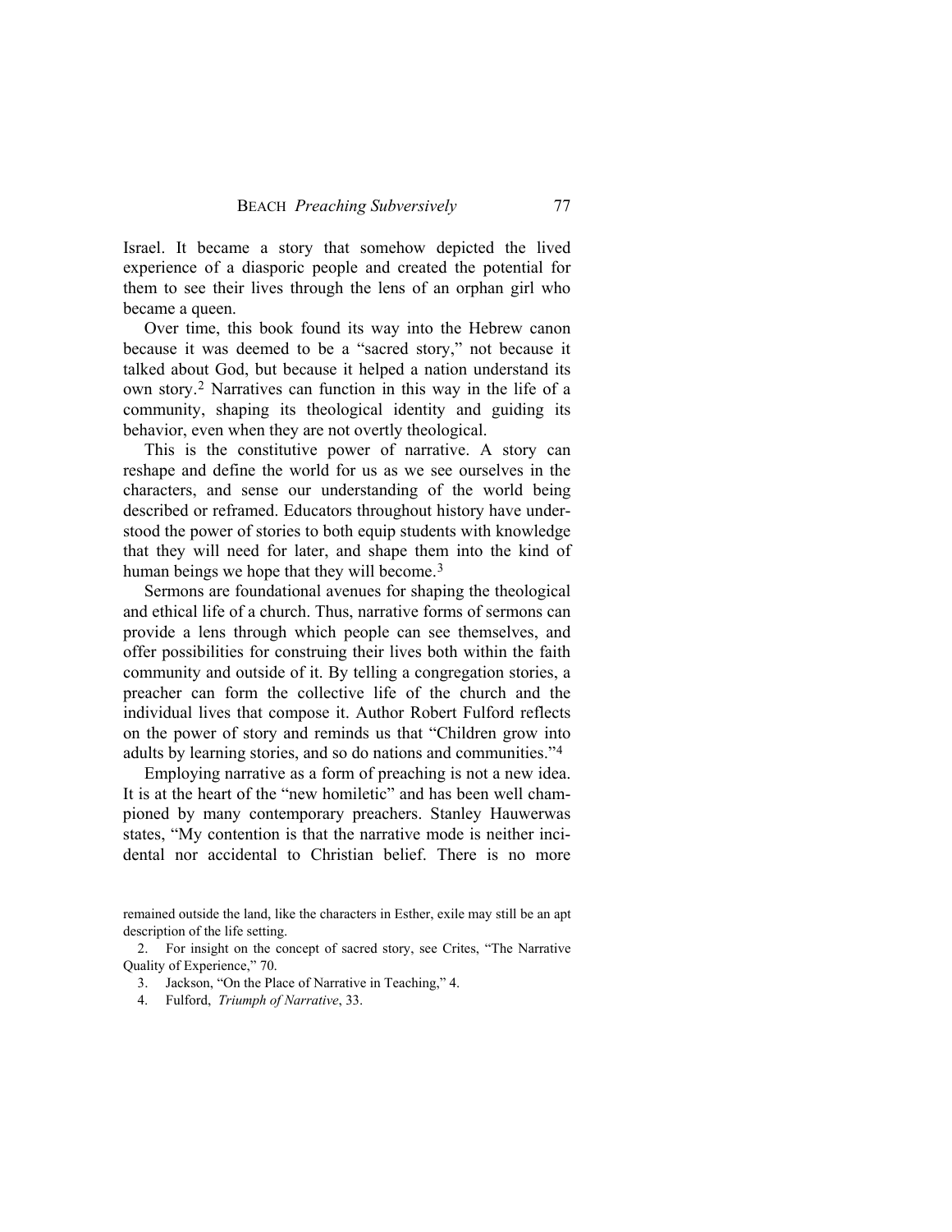Israel. It became a story that somehow depicted the lived experience of a diasporic people and created the potential for them to see their lives through the lens of an orphan girl who became a queen.

Over time, this book found its way into the Hebrew canon because it was deemed to be a "sacred story," not because it talked about God, but because it helped a nation understand its own story.[2] Narratives can function in this way in the life of a community, shaping its theological identity and guiding its behavior, even when they are not overtly theological.

This is the constitutive power of narrative. A story can reshape and define the world for us as we see ourselves in the characters, and sense our understanding of the world being described or reframed. Educators throughout history have understood the power of stories to both equip students with knowledge that they will need for later, and shape them into the kind of human beings we hope that they will become.[3]

Sermons are foundational avenues for shaping the theological and ethical life of a church. Thus, narrative forms of sermons can provide a lens through which people can see themselves, and offer possibilities for construing their lives both within the faith community and outside of it. By telling a congregation stories, a preacher can form the collective life of the church and the individual lives that compose it. Author Robert Fulford reflects on the power of story and reminds us that "Children grow into adults by learning stories, and so do nations and communities."[4]

Employing narrative as a form of preaching is not a new idea. It is at the heart of the "new homiletic" and has been well championed by many contemporary preachers. Stanley Hauwerwas states, "My contention is that the narrative mode is neither incidental nor accidental to Christian belief. There is no more

remained outside the land, like the characters in Esther, exile may still be an apt description of the life setting.

2. For insight on the concept of sacred story, see Crites, "The Narrative Quality of Experience," 70.

3. Jackson, "On the Place of Narrative in Teaching," 4.

4. Fulford, *Triumph of Narrative*, 33.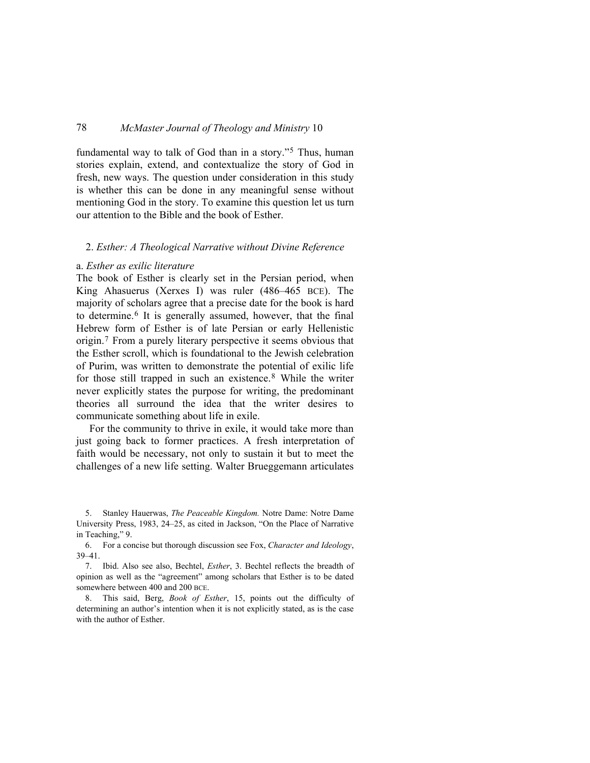fundamental way to talk of God than in a story."[5] Thus, human stories explain, extend, and contextualize the story of God in fresh, new ways. The question under consideration in this study is whether this can be done in any meaningful sense without mentioning God in the story. To examine this question let us turn our attention to the Bible and the book of Esther.

## 2. *Esther: A Theological Narrative without Divine Reference*

### a. *Esther as exilic literature*

The book of Esther is clearly set in the Persian period, when King Ahasuerus (Xerxes I) was ruler (486–465 BCE). The majority of scholars agree that a precise date for the book is hard to determine.[6] It is generally assumed, however, that the final Hebrew form of Esther is of late Persian or early Hellenistic origin.[7] From a purely literary perspective it seems obvious that the Esther scroll, which is foundational to the Jewish celebration of Purim, was written to demonstrate the potential of exilic life for those still trapped in such an existence.[8] While the writer never explicitly states the purpose for writing, the predominant theories all surround the idea that the writer desires to communicate something about life in exile.

For the community to thrive in exile, it would take more than just going back to former practices. A fresh interpretation of faith would be necessary, not only to sustain it but to meet the challenges of a new life setting. Walter Brueggemann articulates

---

5. Stanley Hauerwas, *The Peaceable Kingdom.* Notre Dame: Notre Dame University Press, 1983, 24–25, as cited in Jackson, "On the Place of Narrative in Teaching," 9.

6. For a concise but thorough discussion see Fox, *Character and Ideology*, 39–41.

7. Ibid. Also see also, Bechtel, *Esther*, 3. Bechtel reflects the breadth of opinion as well as the "agreement" among scholars that Esther is to be dated somewhere between 400 and 200 BCE.

8. This said, Berg, *Book of Esther*, 15, points out the difficulty of determining an author's intention when it is not explicitly stated, as is the case with the author of Esther.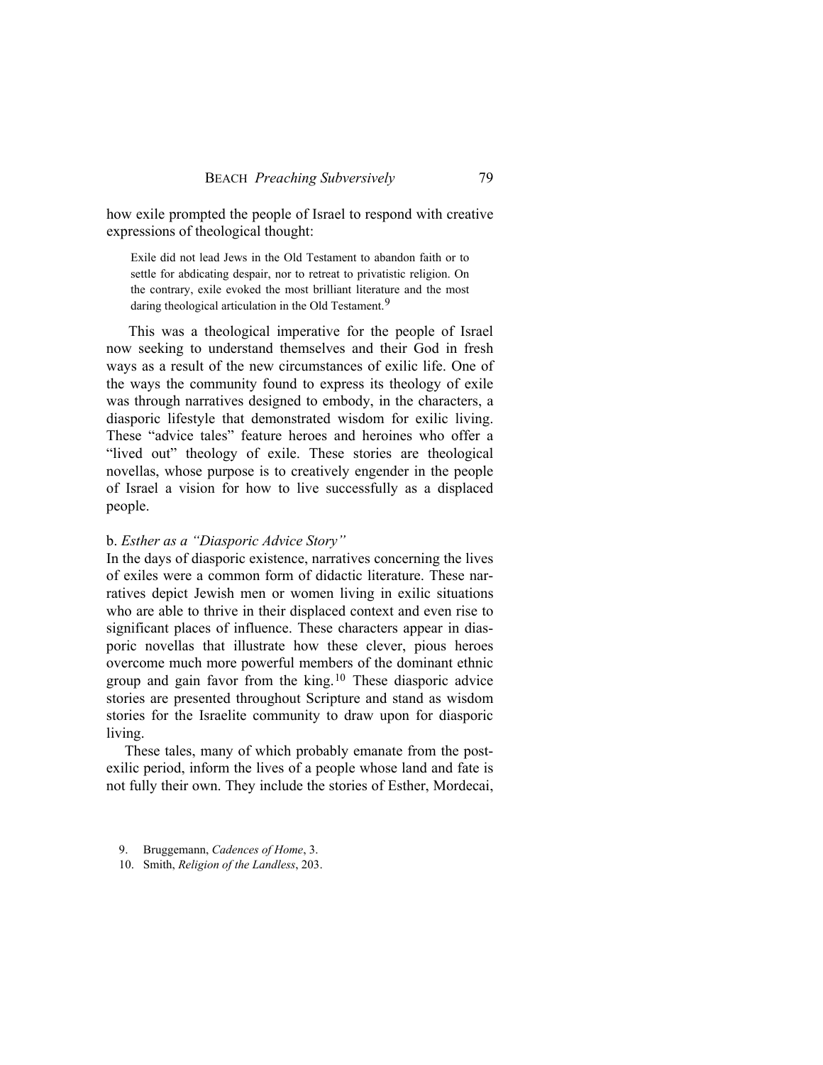how exile prompted the people of Israel to respond with creative expressions of theological thought:

> Exile did not lead Jews in the Old Testament to abandon faith or to settle for abdicating despair, nor to retreat to privatistic religion. On the contrary, exile evoked the most brilliant literature and the most daring theological articulation in the Old Testament.[9]

This was a theological imperative for the people of Israel now seeking to understand themselves and their God in fresh ways as a result of the new circumstances of exilic life. One of the ways the community found to express its theology of exile was through narratives designed to embody, in the characters, a diasporic lifestyle that demonstrated wisdom for exilic living. These "advice tales" feature heroes and heroines who offer a "lived out" theology of exile. These stories are theological novellas, whose purpose is to creatively engender in the people of Israel a vision for how to live successfully as a displaced people.

b. *Esther as a "Diasporic Advice Story"*

In the days of diasporic existence, narratives concerning the lives of exiles were a common form of didactic literature. These narratives depict Jewish men or women living in exilic situations who are able to thrive in their displaced context and even rise to significant places of influence. These characters appear in diasporic novellas that illustrate how these clever, pious heroes overcome much more powerful members of the dominant ethnic group and gain favor from the king.[10] These diasporic advice stories are presented throughout Scripture and stand as wisdom stories for the Israelite community to draw upon for diasporic living.

These tales, many of which probably emanate from the post-exilic period, inform the lives of a people whose land and fate is not fully their own. They include the stories of Esther, Mordecai,

9. Bruggemann, *Cadences of Home*, 3.

10. Smith, *Religion of the Landless*, 203.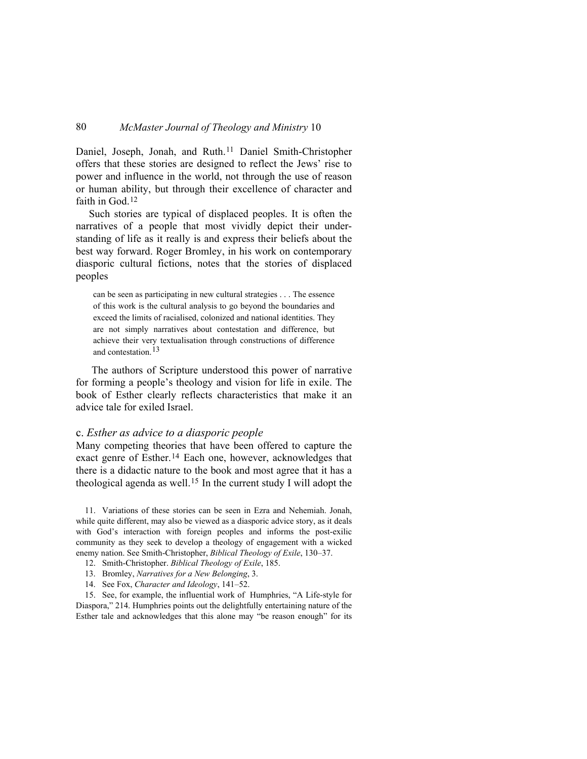Daniel, Joseph, Jonah, and Ruth.[11] Daniel Smith-Christopher offers that these stories are designed to reflect the Jews' rise to power and influence in the world, not through the use of reason or human ability, but through their excellence of character and faith in God.[12]

Such stories are typical of displaced peoples. It is often the narratives of a people that most vividly depict their understanding of life as it really is and express their beliefs about the best way forward. Roger Bromley, in his work on contemporary diasporic cultural fictions, notes that the stories of displaced peoples

> can be seen as participating in new cultural strategies . . . The essence of this work is the cultural analysis to go beyond the boundaries and exceed the limits of racialised, colonized and national identities. They are not simply narratives about contestation and difference, but achieve their very textualisation through constructions of difference and contestation.[13]

The authors of Scripture understood this power of narrative for forming a people's theology and vision for life in exile. The book of Esther clearly reflects characteristics that make it an advice tale for exiled Israel.

### c. *Esther as advice to a diasporic people*

Many competing theories that have been offered to capture the exact genre of Esther.[14] Each one, however, acknowledges that there is a didactic nature to the book and most agree that it has a theological agenda as well.[15] In the current study I will adopt the

11. Variations of these stories can be seen in Ezra and Nehemiah. Jonah, while quite different, may also be viewed as a diasporic advice story, as it deals with God's interaction with foreign peoples and informs the post-exilic community as they seek to develop a theology of engagement with a wicked enemy nation. See Smith-Christopher, *Biblical Theology of Exile*, 130–37.

12. Smith-Christopher. *Biblical Theology of Exile*, 185.

13. Bromley, *Narratives for a New Belonging*, 3.

14. See Fox, *Character and Ideology*, 141–52.

15. See, for example, the influential work of Humphries, "A Life-style for Diaspora," 214. Humphries points out the delightfully entertaining nature of the Esther tale and acknowledges that this alone may "be reason enough" for its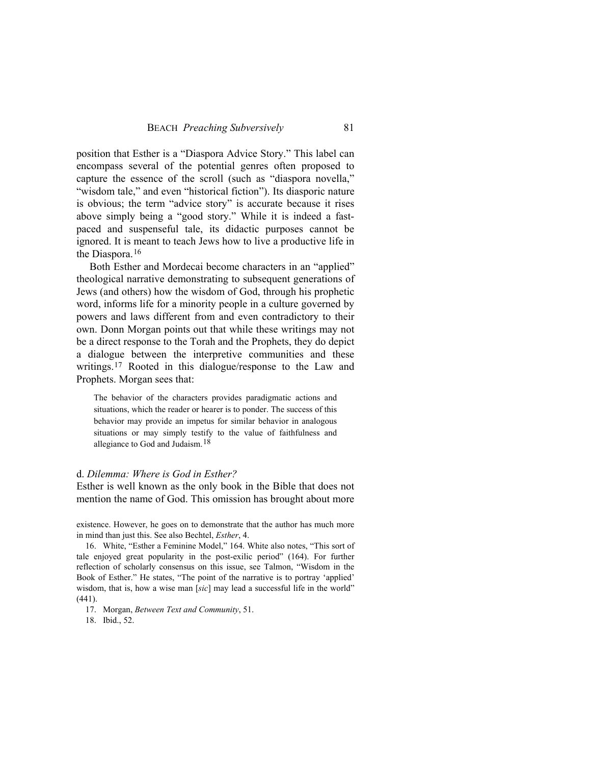position that Esther is a "Diaspora Advice Story." This label can encompass several of the potential genres often proposed to capture the essence of the scroll (such as "diaspora novella," "wisdom tale," and even "historical fiction"). Its diasporic nature is obvious; the term "advice story" is accurate because it rises above simply being a "good story." While it is indeed a fast-paced and suspenseful tale, its didactic purposes cannot be ignored. It is meant to teach Jews how to live a productive life in the Diaspora.[16]

Both Esther and Mordecai become characters in an "applied" theological narrative demonstrating to subsequent generations of Jews (and others) how the wisdom of God, through his prophetic word, informs life for a minority people in a culture governed by powers and laws different from and even contradictory to their own. Donn Morgan points out that while these writings may not be a direct response to the Torah and the Prophets, they do depict a dialogue between the interpretive communities and these writings.[17] Rooted in this dialogue/response to the Law and Prophets. Morgan sees that:

> The behavior of the characters provides paradigmatic actions and situations, which the reader or hearer is to ponder. The success of this behavior may provide an impetus for similar behavior in analogous situations or may simply testify to the value of faithfulness and allegiance to God and Judaism.[18]

d. *Dilemma: Where is God in Esther?*

Esther is well known as the only book in the Bible that does not mention the name of God. This omission has brought about more

---

existence. However, he goes on to demonstrate that the author has much more in mind than just this. See also Bechtel, *Esther*, 4.

16. White, "Esther a Feminine Model," 164. White also notes, "This sort of tale enjoyed great popularity in the post-exilic period" (164). For further reflection of scholarly consensus on this issue, see Talmon, "Wisdom in the Book of Esther." He states, "The point of the narrative is to portray 'applied' wisdom, that is, how a wise man [*sic*] may lead a successful life in the world" (441).

17. Morgan, *Between Text and Community*, 51.

18. Ibid., 52.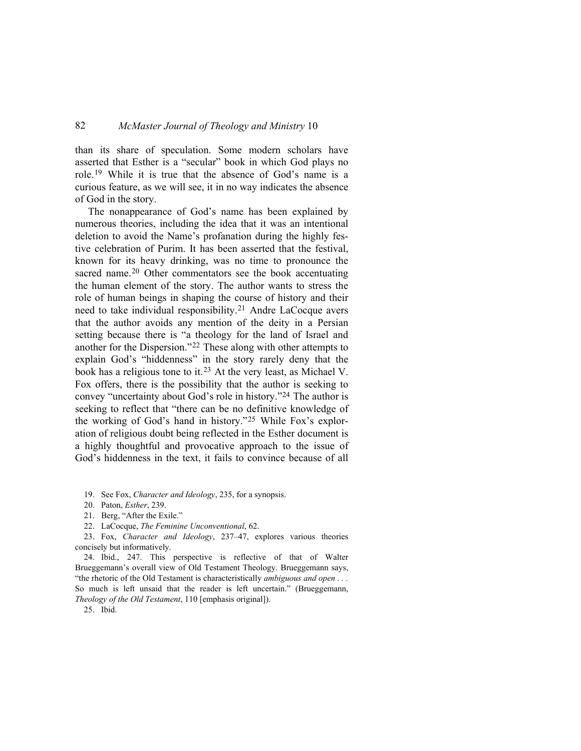than its share of speculation. Some modern scholars have asserted that Esther is a "secular" book in which God plays no role.[19] While it is true that the absence of God's name is a curious feature, as we will see, it in no way indicates the absence of God in the story.

The nonappearance of God's name has been explained by numerous theories, including the idea that it was an intentional deletion to avoid the Name's profanation during the highly festive celebration of Purim. It has been asserted that the festival, known for its heavy drinking, was no time to pronounce the sacred name.[20] Other commentators see the book accentuating the human element of the story. The author wants to stress the role of human beings in shaping the course of history and their need to take individual responsibility.[21] Andre LaCocque avers that the author avoids any mention of the deity in a Persian setting because there is "a theology for the land of Israel and another for the Dispersion."[22] These along with other attempts to explain God's "hiddenness" in the story rarely deny that the book has a religious tone to it.[23] At the very least, as Michael V. Fox offers, there is the possibility that the author is seeking to convey "uncertainty about God's role in history."[24] The author is seeking to reflect that "there can be no definitive knowledge of the working of God's hand in history."[25] While Fox's exploration of religious doubt being reflected in the Esther document is a highly thoughtful and provocative approach to the issue of God's hiddenness in the text, it fails to convince because of all

19. See Fox, *Character and Ideology*, 235, for a synopsis.

20. Paton, *Esther*, 239.

21. Berg, "After the Exile."

22. LaCocque, *The Feminine Unconventional*, 62.

23. Fox, *Character and Ideology*, 237–47, explores various theories concisely but informatively.

24. Ibid., 247. This perspective is reflective of that of Walter Brueggemann's overall view of Old Testament Theology. Brueggemann says, "the rhetoric of the Old Testament is characteristically *ambiguous and open . . .* So much is left unsaid that the reader is left uncertain." (Brueggemann, *Theology of the Old Testament*, 110 [emphasis original]).

25. Ibid.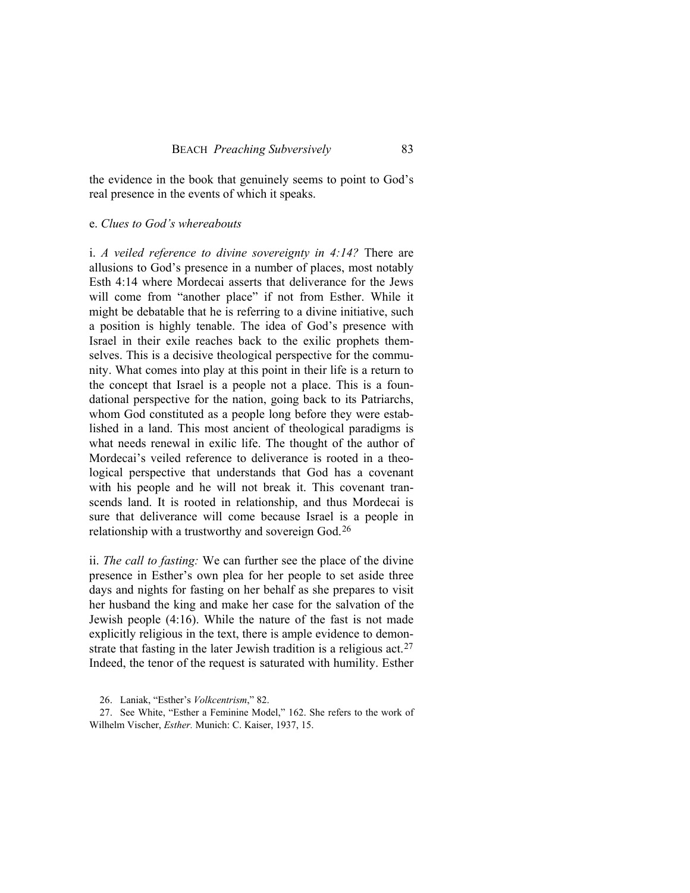the evidence in the book that genuinely seems to point to God's real presence in the events of which it speaks.

e. *Clues to God's whereabouts*

i. *A veiled reference to divine sovereignty in 4:14?* There are allusions to God's presence in a number of places, most notably Esth 4:14 where Mordecai asserts that deliverance for the Jews will come from "another place" if not from Esther. While it might be debatable that he is referring to a divine initiative, such a position is highly tenable. The idea of God's presence with Israel in their exile reaches back to the exilic prophets themselves. This is a decisive theological perspective for the community. What comes into play at this point in their life is a return to the concept that Israel is a people not a place. This is a foundational perspective for the nation, going back to its Patriarchs, whom God constituted as a people long before they were established in a land. This most ancient of theological paradigms is what needs renewal in exilic life. The thought of the author of Mordecai's veiled reference to deliverance is rooted in a theological perspective that understands that God has a covenant with his people and he will not break it. This covenant transcends land. It is rooted in relationship, and thus Mordecai is sure that deliverance will come because Israel is a people in relationship with a trustworthy and sovereign God.[26]

ii. *The call to fasting:* We can further see the place of the divine presence in Esther's own plea for her people to set aside three days and nights for fasting on her behalf as she prepares to visit her husband the king and make her case for the salvation of the Jewish people (4:16). While the nature of the fast is not made explicitly religious in the text, there is ample evidence to demonstrate that fasting in the later Jewish tradition is a religious act.[27] Indeed, the tenor of the request is saturated with humility. Esther

26. Laniak, "Esther's *Volkcentrism*," 82.

27. See White, "Esther a Feminine Model," 162. She refers to the work of Wilhelm Vischer, *Esther.* Munich: C. Kaiser, 1937, 15.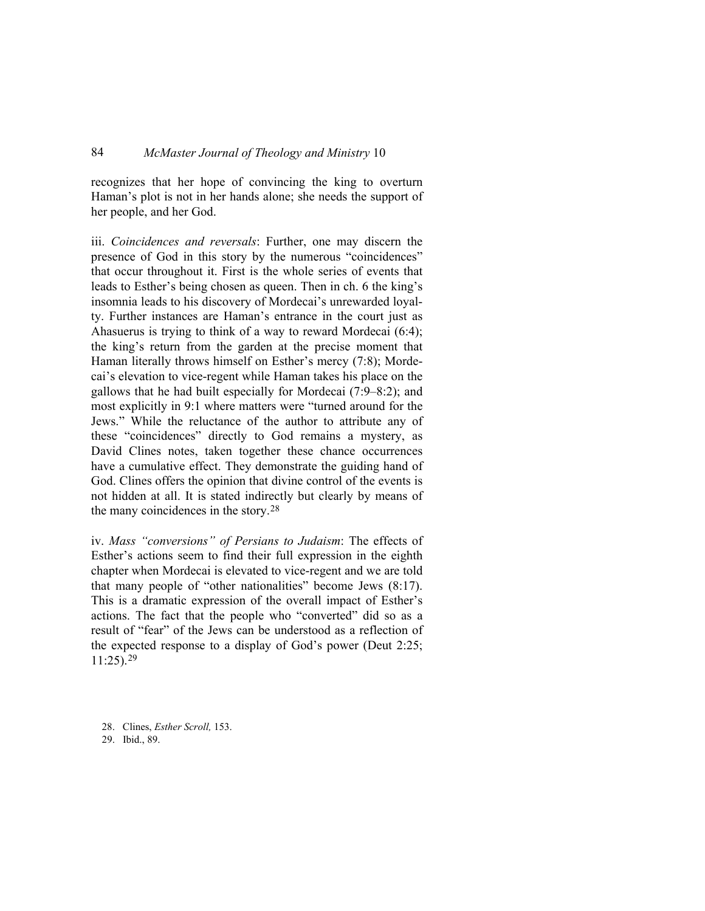recognizes that her hope of convincing the king to overturn Haman's plot is not in her hands alone; she needs the support of her people, and her God.

iii. *Coincidences and reversals*: Further, one may discern the presence of God in this story by the numerous "coincidences" that occur throughout it. First is the whole series of events that leads to Esther's being chosen as queen. Then in ch. 6 the king's insomnia leads to his discovery of Mordecai's unrewarded loyalty. Further instances are Haman's entrance in the court just as Ahasuerus is trying to think of a way to reward Mordecai (6:4); the king's return from the garden at the precise moment that Haman literally throws himself on Esther's mercy (7:8); Mordecai's elevation to vice-regent while Haman takes his place on the gallows that he had built especially for Mordecai (7:9–8:2); and most explicitly in 9:1 where matters were "turned around for the Jews." While the reluctance of the author to attribute any of these "coincidences" directly to God remains a mystery, as David Clines notes, taken together these chance occurrences have a cumulative effect. They demonstrate the guiding hand of God. Clines offers the opinion that divine control of the events is not hidden at all. It is stated indirectly but clearly by means of the many coincidences in the story.[28]

iv. *Mass "conversions" of Persians to Judaism*: The effects of Esther's actions seem to find their full expression in the eighth chapter when Mordecai is elevated to vice-regent and we are told that many people of "other nationalities" become Jews (8:17). This is a dramatic expression of the overall impact of Esther's actions. The fact that the people who "converted" did so as a result of "fear" of the Jews can be understood as a reflection of the expected response to a display of God's power (Deut 2:25; 11:25).[29]

28. Clines, *Esther Scroll,* 153.
29. Ibid., 89.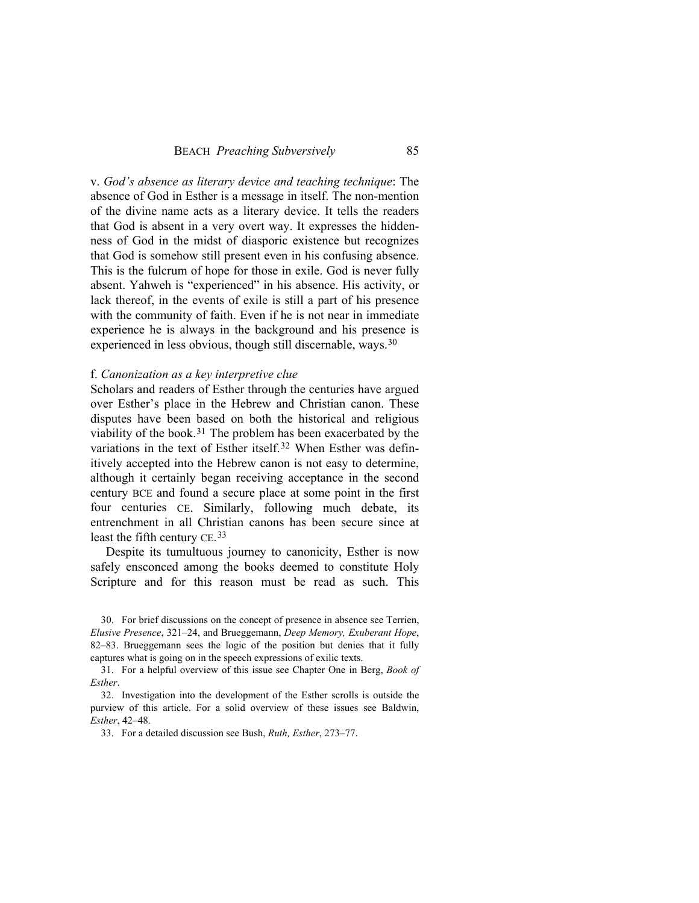v. *God's absence as literary device and teaching technique*: The absence of God in Esther is a message in itself. The non-mention of the divine name acts as a literary device. It tells the readers that God is absent in a very overt way. It expresses the hiddenness of God in the midst of diasporic existence but recognizes that God is somehow still present even in his confusing absence. This is the fulcrum of hope for those in exile. God is never fully absent. Yahweh is "experienced" in his absence. His activity, or lack thereof, in the events of exile is still a part of his presence with the community of faith. Even if he is not near in immediate experience he is always in the background and his presence is experienced in less obvious, though still discernable, ways.[30]

### f. *Canonization as a key interpretive clue*

Scholars and readers of Esther through the centuries have argued over Esther's place in the Hebrew and Christian canon. These disputes have been based on both the historical and religious viability of the book.[31] The problem has been exacerbated by the variations in the text of Esther itself.[32] When Esther was definitively accepted into the Hebrew canon is not easy to determine, although it certainly began receiving acceptance in the second century BCE and found a secure place at some point in the first four centuries CE. Similarly, following much debate, its entrenchment in all Christian canons has been secure since at least the fifth century CE.[33]

Despite its tumultuous journey to canonicity, Esther is now safely ensconced among the books deemed to constitute Holy Scripture and for this reason must be read as such. This

30. For brief discussions on the concept of presence in absence see Terrien, *Elusive Presence*, 321–24, and Brueggemann, *Deep Memory, Exuberant Hope*, 82–83. Brueggemann sees the logic of the position but denies that it fully captures what is going on in the speech expressions of exilic texts.

31. For a helpful overview of this issue see Chapter One in Berg, *Book of Esther*.

32. Investigation into the development of the Esther scrolls is outside the purview of this article. For a solid overview of these issues see Baldwin, *Esther*, 42–48.

33. For a detailed discussion see Bush, *Ruth, Esther*, 273–77.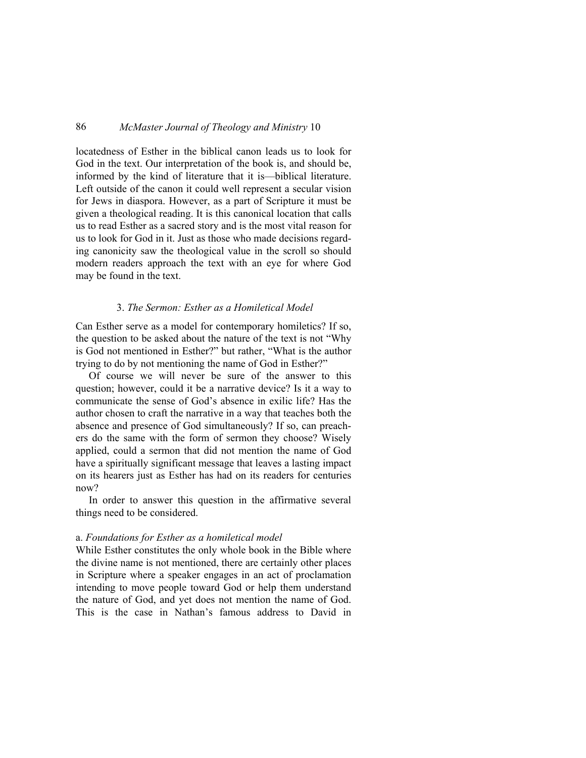locatedness of Esther in the biblical canon leads us to look for God in the text. Our interpretation of the book is, and should be, informed by the kind of literature that it is—biblical literature. Left outside of the canon it could well represent a secular vision for Jews in diaspora. However, as a part of Scripture it must be given a theological reading. It is this canonical location that calls us to read Esther as a sacred story and is the most vital reason for us to look for God in it. Just as those who made decisions regarding canonicity saw the theological value in the scroll so should modern readers approach the text with an eye for where God may be found in the text.

### 3. *The Sermon: Esther as a Homiletical Model*

Can Esther serve as a model for contemporary homiletics? If so, the question to be asked about the nature of the text is not "Why is God not mentioned in Esther?" but rather, "What is the author trying to do by not mentioning the name of God in Esther?"

Of course we will never be sure of the answer to this question; however, could it be a narrative device? Is it a way to communicate the sense of God's absence in exilic life? Has the author chosen to craft the narrative in a way that teaches both the absence and presence of God simultaneously? If so, can preachers do the same with the form of sermon they choose? Wisely applied, could a sermon that did not mention the name of God have a spiritually significant message that leaves a lasting impact on its hearers just as Esther has had on its readers for centuries now?

In order to answer this question in the affirmative several things need to be considered.

#### a. *Foundations for Esther as a homiletical model*

While Esther constitutes the only whole book in the Bible where the divine name is not mentioned, there are certainly other places in Scripture where a speaker engages in an act of proclamation intending to move people toward God or help them understand the nature of God, and yet does not mention the name of God. This is the case in Nathan's famous address to David in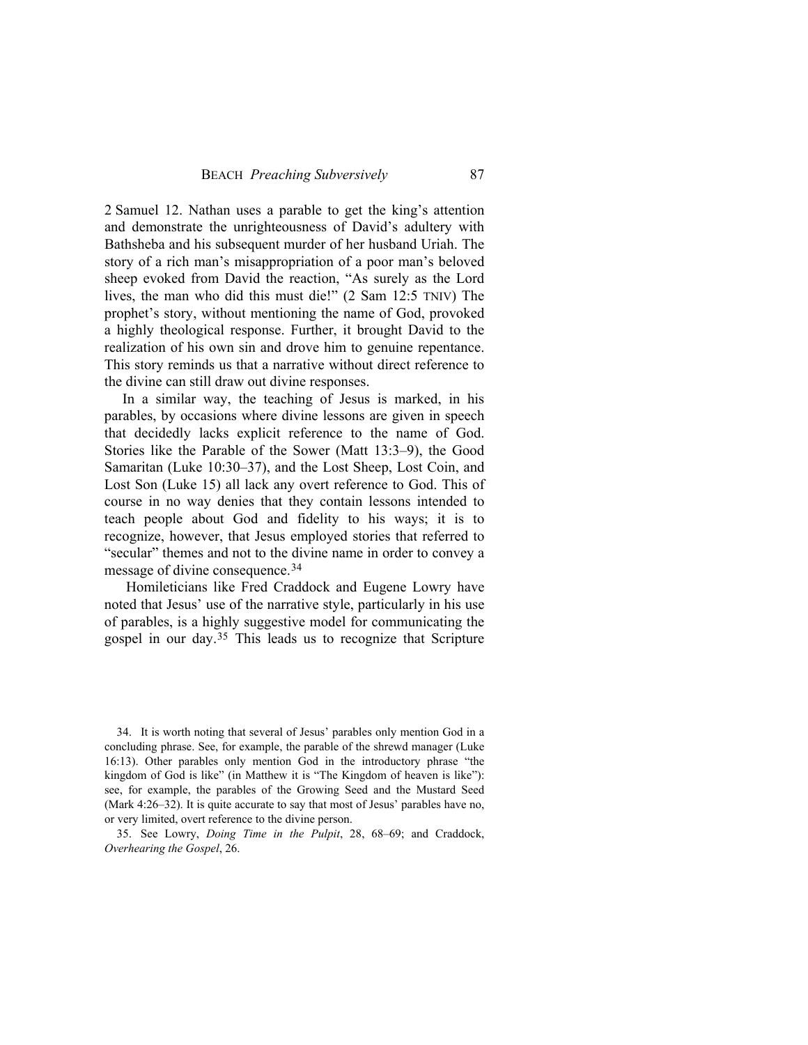2 Samuel 12. Nathan uses a parable to get the king's attention and demonstrate the unrighteousness of David's adultery with Bathsheba and his subsequent murder of her husband Uriah. The story of a rich man's misappropriation of a poor man's beloved sheep evoked from David the reaction, "As surely as the Lord lives, the man who did this must die!" (2 Sam 12:5 TNIV) The prophet's story, without mentioning the name of God, provoked a highly theological response. Further, it brought David to the realization of his own sin and drove him to genuine repentance. This story reminds us that a narrative without direct reference to the divine can still draw out divine responses.

In a similar way, the teaching of Jesus is marked, in his parables, by occasions where divine lessons are given in speech that decidedly lacks explicit reference to the name of God. Stories like the Parable of the Sower (Matt 13:3–9), the Good Samaritan (Luke 10:30–37), and the Lost Sheep, Lost Coin, and Lost Son (Luke 15) all lack any overt reference to God. This of course in no way denies that they contain lessons intended to teach people about God and fidelity to his ways; it is to recognize, however, that Jesus employed stories that referred to "secular" themes and not to the divine name in order to convey a message of divine consequence.[34]

Homileticians like Fred Craddock and Eugene Lowry have noted that Jesus' use of the narrative style, particularly in his use of parables, is a highly suggestive model for communicating the gospel in our day.[35] This leads us to recognize that Scripture

---

34. It is worth noting that several of Jesus' parables only mention God in a concluding phrase. See, for example, the parable of the shrewd manager (Luke 16:13). Other parables only mention God in the introductory phrase "the kingdom of God is like" (in Matthew it is "The Kingdom of heaven is like"): see, for example, the parables of the Growing Seed and the Mustard Seed (Mark 4:26–32). It is quite accurate to say that most of Jesus' parables have no, or very limited, overt reference to the divine person.

35. See Lowry, *Doing Time in the Pulpit*, 28, 68–69; and Craddock, *Overhearing the Gospel*, 26.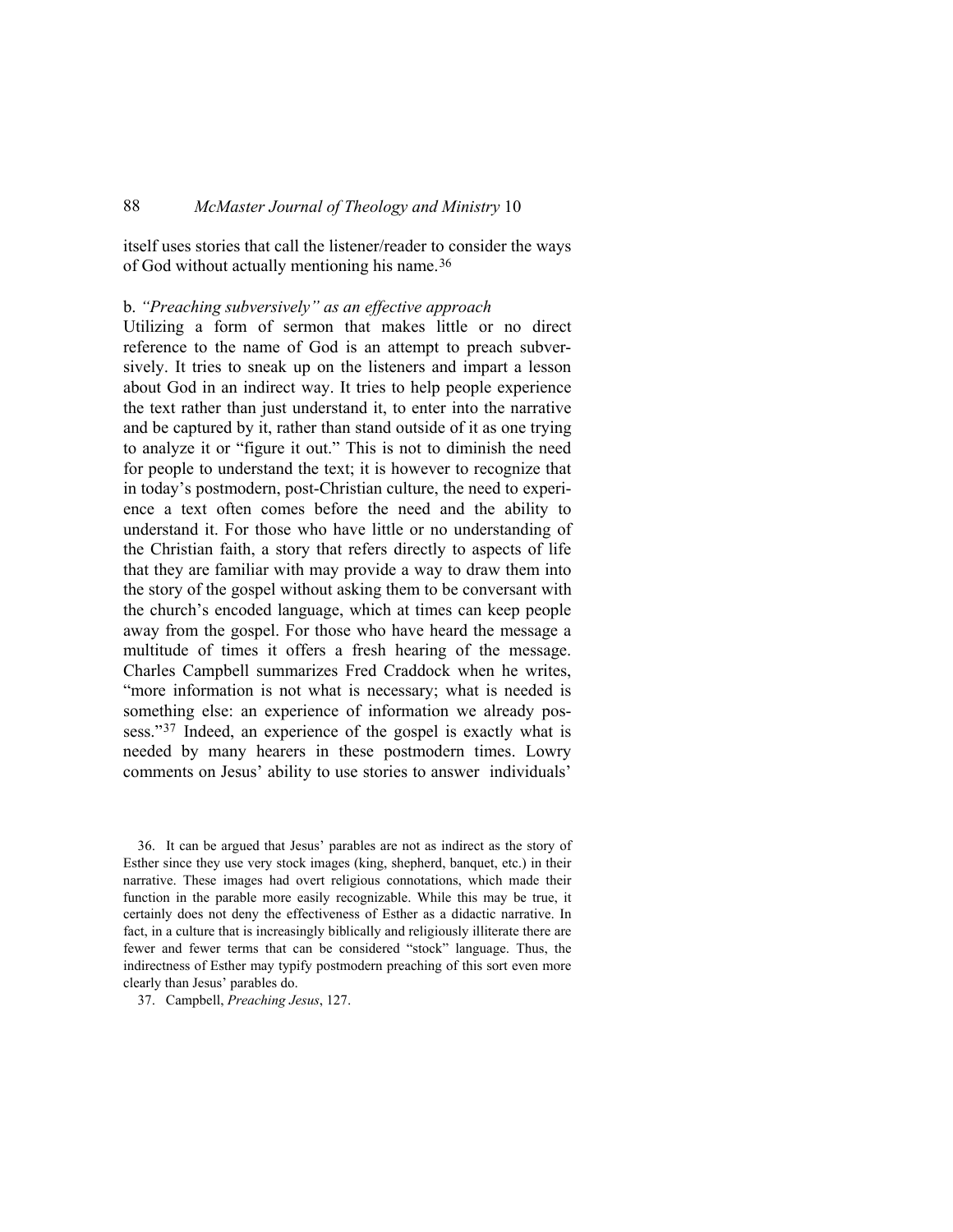itself uses stories that call the listener/reader to consider the ways of God without actually mentioning his name.[36]

b. *"Preaching subversively" as an effective approach*

Utilizing a form of sermon that makes little or no direct reference to the name of God is an attempt to preach subversively. It tries to sneak up on the listeners and impart a lesson about God in an indirect way. It tries to help people experience the text rather than just understand it, to enter into the narrative and be captured by it, rather than stand outside of it as one trying to analyze it or "figure it out." This is not to diminish the need for people to understand the text; it is however to recognize that in today's postmodern, post-Christian culture, the need to experience a text often comes before the need and the ability to understand it. For those who have little or no understanding of the Christian faith, a story that refers directly to aspects of life that they are familiar with may provide a way to draw them into the story of the gospel without asking them to be conversant with the church's encoded language, which at times can keep people away from the gospel. For those who have heard the message a multitude of times it offers a fresh hearing of the message. Charles Campbell summarizes Fred Craddock when he writes, "more information is not what is necessary; what is needed is something else: an experience of information we already possess."[37] Indeed, an experience of the gospel is exactly what is needed by many hearers in these postmodern times. Lowry comments on Jesus' ability to use stories to answer individuals'

36. It can be argued that Jesus' parables are not as indirect as the story of Esther since they use very stock images (king, shepherd, banquet, etc.) in their narrative. These images had overt religious connotations, which made their function in the parable more easily recognizable. While this may be true, it certainly does not deny the effectiveness of Esther as a didactic narrative. In fact, in a culture that is increasingly biblically and religiously illiterate there are fewer and fewer terms that can be considered "stock" language. Thus, the indirectness of Esther may typify postmodern preaching of this sort even more clearly than Jesus' parables do.

37. Campbell, *Preaching Jesus*, 127.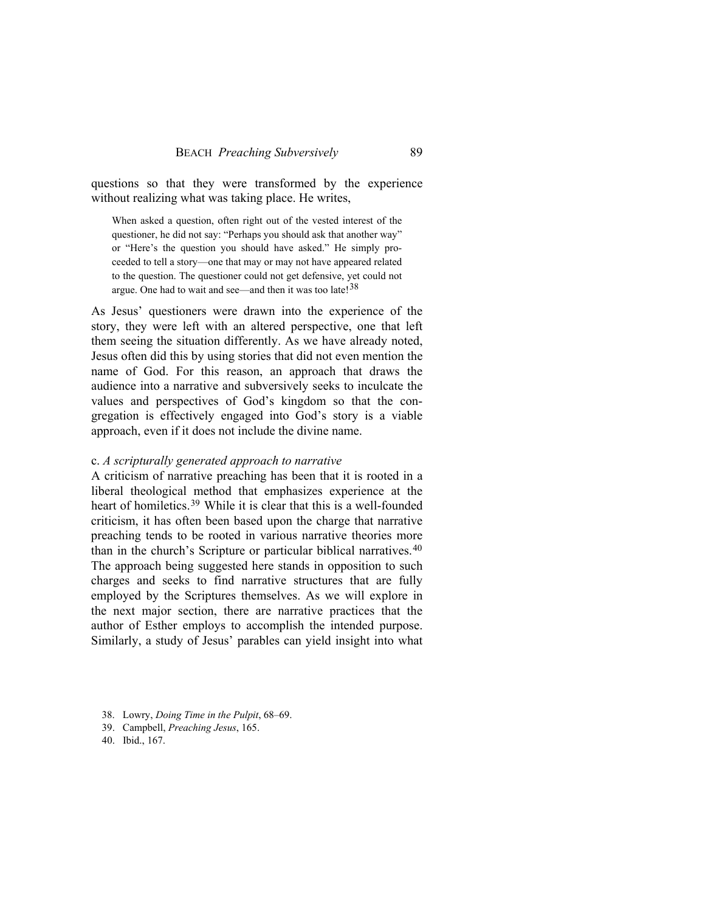questions so that they were transformed by the experience without realizing what was taking place. He writes,

> When asked a question, often right out of the vested interest of the questioner, he did not say: "Perhaps you should ask that another way" or "Here's the question you should have asked." He simply proceeded to tell a story—one that may or may not have appeared related to the question. The questioner could not get defensive, yet could not argue. One had to wait and see—and then it was too late![38]

As Jesus' questioners were drawn into the experience of the story, they were left with an altered perspective, one that left them seeing the situation differently. As we have already noted, Jesus often did this by using stories that did not even mention the name of God. For this reason, an approach that draws the audience into a narrative and subversively seeks to inculcate the values and perspectives of God's kingdom so that the congregation is effectively engaged into God's story is a viable approach, even if it does not include the divine name.

c. *A scripturally generated approach to narrative*

A criticism of narrative preaching has been that it is rooted in a liberal theological method that emphasizes experience at the heart of homiletics.[39] While it is clear that this is a well-founded criticism, it has often been based upon the charge that narrative preaching tends to be rooted in various narrative theories more than in the church's Scripture or particular biblical narratives.[40] The approach being suggested here stands in opposition to such charges and seeks to find narrative structures that are fully employed by the Scriptures themselves. As we will explore in the next major section, there are narrative practices that the author of Esther employs to accomplish the intended purpose. Similarly, a study of Jesus' parables can yield insight into what

38. Lowry, *Doing Time in the Pulpit*, 68–69.
39. Campbell, *Preaching Jesus*, 165.
40. Ibid., 167.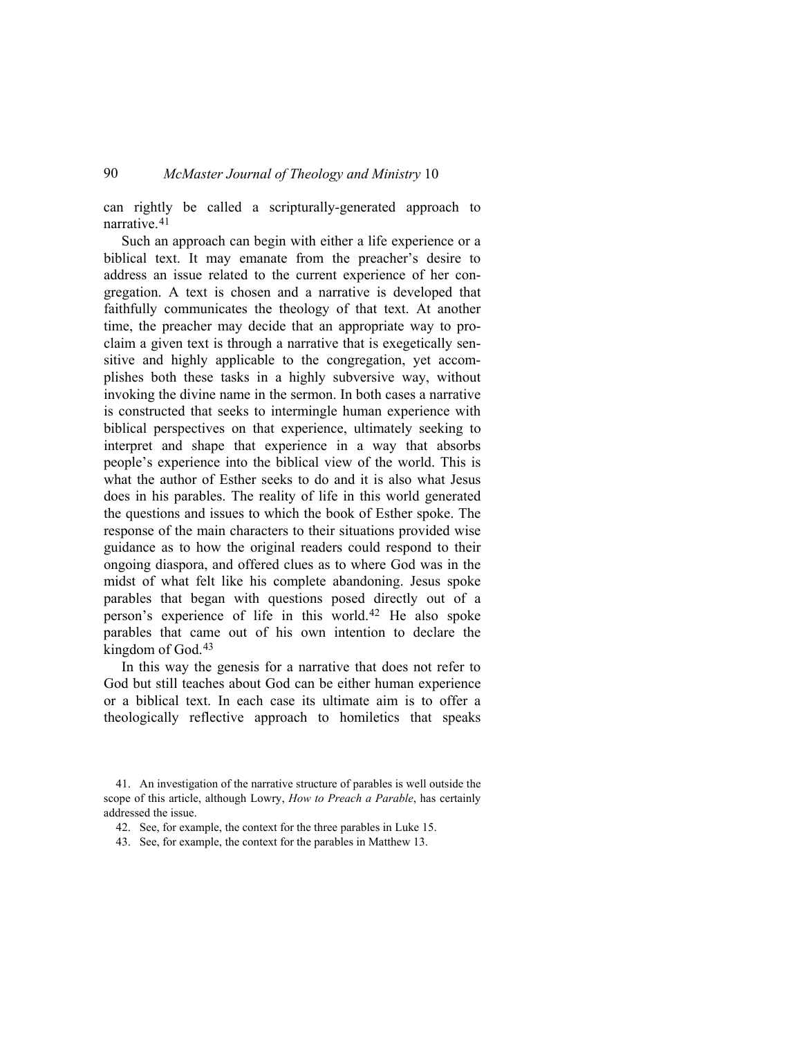can rightly be called a scripturally-generated approach to narrative.[41]

Such an approach can begin with either a life experience or a biblical text. It may emanate from the preacher's desire to address an issue related to the current experience of her congregation. A text is chosen and a narrative is developed that faithfully communicates the theology of that text. At another time, the preacher may decide that an appropriate way to proclaim a given text is through a narrative that is exegetically sensitive and highly applicable to the congregation, yet accomplishes both these tasks in a highly subversive way, without invoking the divine name in the sermon. In both cases a narrative is constructed that seeks to intermingle human experience with biblical perspectives on that experience, ultimately seeking to interpret and shape that experience in a way that absorbs people's experience into the biblical view of the world. This is what the author of Esther seeks to do and it is also what Jesus does in his parables. The reality of life in this world generated the questions and issues to which the book of Esther spoke. The response of the main characters to their situations provided wise guidance as to how the original readers could respond to their ongoing diaspora, and offered clues as to where God was in the midst of what felt like his complete abandoning. Jesus spoke parables that began with questions posed directly out of a person's experience of life in this world.[42] He also spoke parables that came out of his own intention to declare the kingdom of God.[43]

In this way the genesis for a narrative that does not refer to God but still teaches about God can be either human experience or a biblical text. In each case its ultimate aim is to offer a theologically reflective approach to homiletics that speaks

41. An investigation of the narrative structure of parables is well outside the scope of this article, although Lowry, *How to Preach a Parable*, has certainly addressed the issue.

42. See, for example, the context for the three parables in Luke 15.

43. See, for example, the context for the parables in Matthew 13.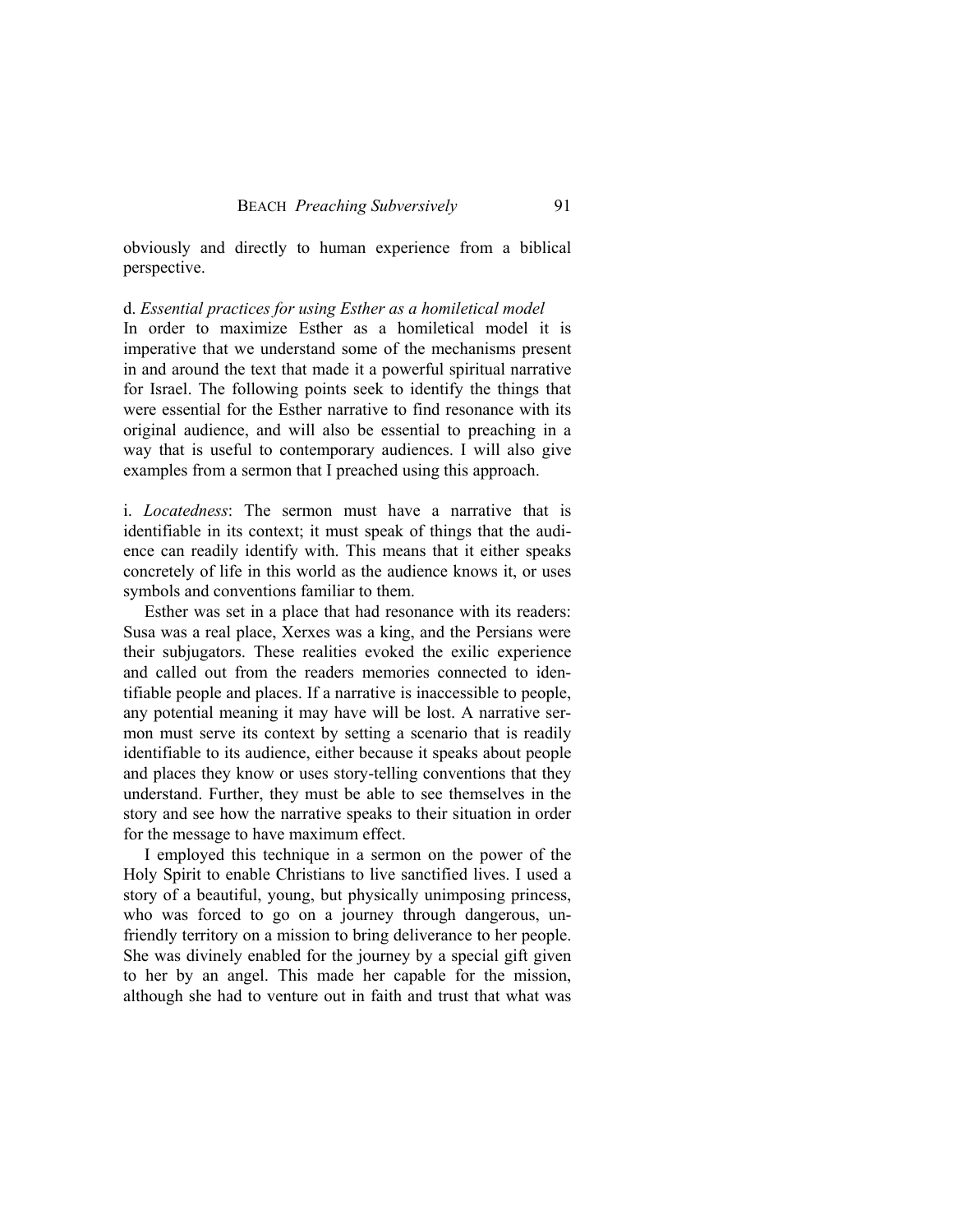obviously and directly to human experience from a biblical perspective.

d. *Essential practices for using Esther as a homiletical model*

In order to maximize Esther as a homiletical model it is imperative that we understand some of the mechanisms present in and around the text that made it a powerful spiritual narrative for Israel. The following points seek to identify the things that were essential for the Esther narrative to find resonance with its original audience, and will also be essential to preaching in a way that is useful to contemporary audiences. I will also give examples from a sermon that I preached using this approach.

i. *Locatedness*: The sermon must have a narrative that is identifiable in its context; it must speak of things that the audience can readily identify with. This means that it either speaks concretely of life in this world as the audience knows it, or uses symbols and conventions familiar to them.

Esther was set in a place that had resonance with its readers: Susa was a real place, Xerxes was a king, and the Persians were their subjugators. These realities evoked the exilic experience and called out from the readers memories connected to identifiable people and places. If a narrative is inaccessible to people, any potential meaning it may have will be lost. A narrative sermon must serve its context by setting a scenario that is readily identifiable to its audience, either because it speaks about people and places they know or uses story-telling conventions that they understand. Further, they must be able to see themselves in the story and see how the narrative speaks to their situation in order for the message to have maximum effect.

I employed this technique in a sermon on the power of the Holy Spirit to enable Christians to live sanctified lives. I used a story of a beautiful, young, but physically unimposing princess, who was forced to go on a journey through dangerous, unfriendly territory on a mission to bring deliverance to her people. She was divinely enabled for the journey by a special gift given to her by an angel. This made her capable for the mission, although she had to venture out in faith and trust that what was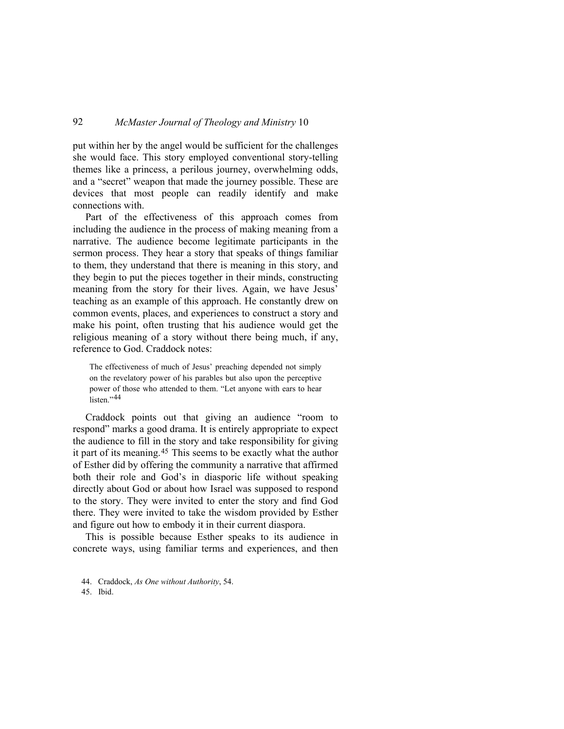put within her by the angel would be sufficient for the challenges she would face. This story employed conventional story-telling themes like a princess, a perilous journey, overwhelming odds, and a "secret" weapon that made the journey possible. These are devices that most people can readily identify and make connections with.

Part of the effectiveness of this approach comes from including the audience in the process of making meaning from a narrative. The audience become legitimate participants in the sermon process. They hear a story that speaks of things familiar to them, they understand that there is meaning in this story, and they begin to put the pieces together in their minds, constructing meaning from the story for their lives. Again, we have Jesus' teaching as an example of this approach. He constantly drew on common events, places, and experiences to construct a story and make his point, often trusting that his audience would get the religious meaning of a story without there being much, if any, reference to God. Craddock notes:

> The effectiveness of much of Jesus' preaching depended not simply on the revelatory power of his parables but also upon the perceptive power of those who attended to them. "Let anyone with ears to hear listen."[44]

Craddock points out that giving an audience "room to respond" marks a good drama. It is entirely appropriate to expect the audience to fill in the story and take responsibility for giving it part of its meaning.[45] This seems to be exactly what the author of Esther did by offering the community a narrative that affirmed both their role and God's in diasporic life without speaking directly about God or about how Israel was supposed to respond to the story. They were invited to enter the story and find God there. They were invited to take the wisdom provided by Esther and figure out how to embody it in their current diaspora.

This is possible because Esther speaks to its audience in concrete ways, using familiar terms and experiences, and then

44. Craddock, *As One without Authority*, 54.

45. Ibid.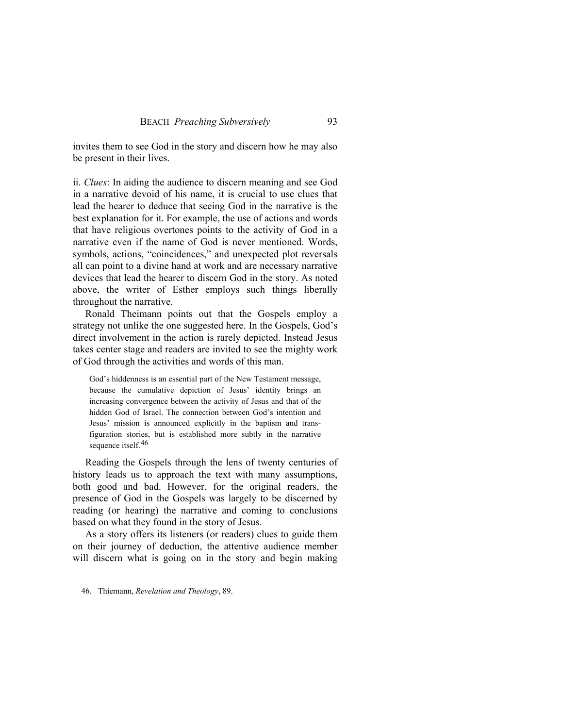invites them to see God in the story and discern how he may also be present in their lives.

ii. *Clues*: In aiding the audience to discern meaning and see God in a narrative devoid of his name, it is crucial to use clues that lead the hearer to deduce that seeing God in the narrative is the best explanation for it. For example, the use of actions and words that have religious overtones points to the activity of God in a narrative even if the name of God is never mentioned. Words, symbols, actions, "coincidences," and unexpected plot reversals all can point to a divine hand at work and are necessary narrative devices that lead the hearer to discern God in the story. As noted above, the writer of Esther employs such things liberally throughout the narrative.

Ronald Theimann points out that the Gospels employ a strategy not unlike the one suggested here. In the Gospels, God's direct involvement in the action is rarely depicted. Instead Jesus takes center stage and readers are invited to see the mighty work of God through the activities and words of this man.

> God's hiddenness is an essential part of the New Testament message, because the cumulative depiction of Jesus' identity brings an increasing convergence between the activity of Jesus and that of the hidden God of Israel. The connection between God's intention and Jesus' mission is announced explicitly in the baptism and transfiguration stories, but is established more subtly in the narrative sequence itself.[46]

Reading the Gospels through the lens of twenty centuries of history leads us to approach the text with many assumptions, both good and bad. However, for the original readers, the presence of God in the Gospels was largely to be discerned by reading (or hearing) the narrative and coming to conclusions based on what they found in the story of Jesus.

As a story offers its listeners (or readers) clues to guide them on their journey of deduction, the attentive audience member will discern what is going on in the story and begin making

46. Thiemann, *Revelation and Theology*, 89.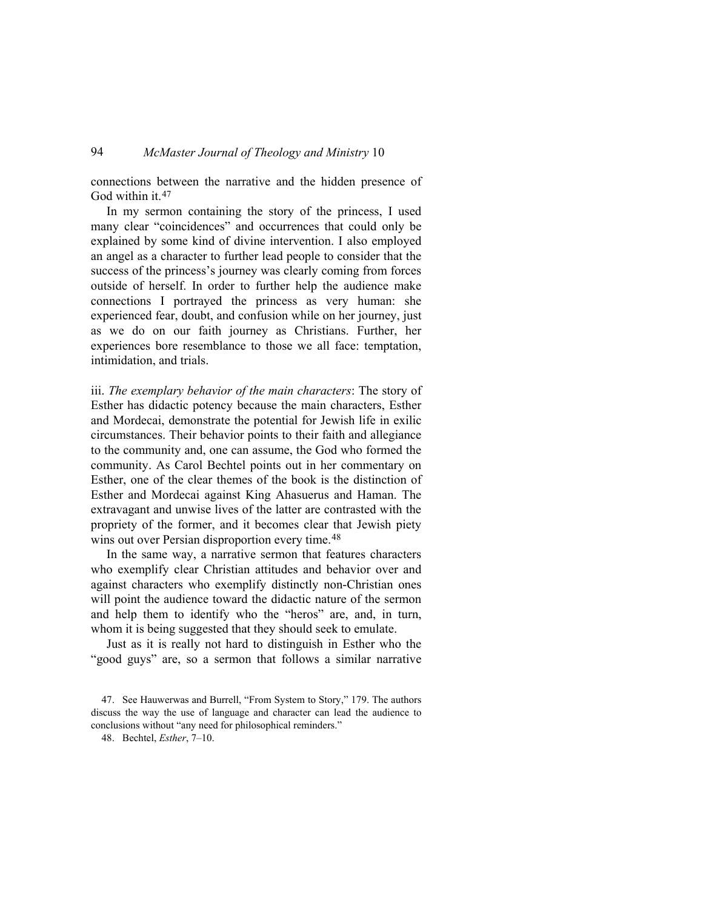connections between the narrative and the hidden presence of God within it.[47]

In my sermon containing the story of the princess, I used many clear "coincidences" and occurrences that could only be explained by some kind of divine intervention. I also employed an angel as a character to further lead people to consider that the success of the princess's journey was clearly coming from forces outside of herself. In order to further help the audience make connections I portrayed the princess as very human: she experienced fear, doubt, and confusion while on her journey, just as we do on our faith journey as Christians. Further, her experiences bore resemblance to those we all face: temptation, intimidation, and trials.

iii. *The exemplary behavior of the main characters*: The story of Esther has didactic potency because the main characters, Esther and Mordecai, demonstrate the potential for Jewish life in exilic circumstances. Their behavior points to their faith and allegiance to the community and, one can assume, the God who formed the community. As Carol Bechtel points out in her commentary on Esther, one of the clear themes of the book is the distinction of Esther and Mordecai against King Ahasuerus and Haman. The extravagant and unwise lives of the latter are contrasted with the propriety of the former, and it becomes clear that Jewish piety wins out over Persian disproportion every time.[48]

In the same way, a narrative sermon that features characters who exemplify clear Christian attitudes and behavior over and against characters who exemplify distinctly non-Christian ones will point the audience toward the didactic nature of the sermon and help them to identify who the "heros" are, and, in turn, whom it is being suggested that they should seek to emulate.

Just as it is really not hard to distinguish in Esther who the "good guys" are, so a sermon that follows a similar narrative

47. See Hauwerwas and Burrell, "From System to Story," 179. The authors discuss the way the use of language and character can lead the audience to conclusions without "any need for philosophical reminders."

48. Bechtel, *Esther*, 7–10.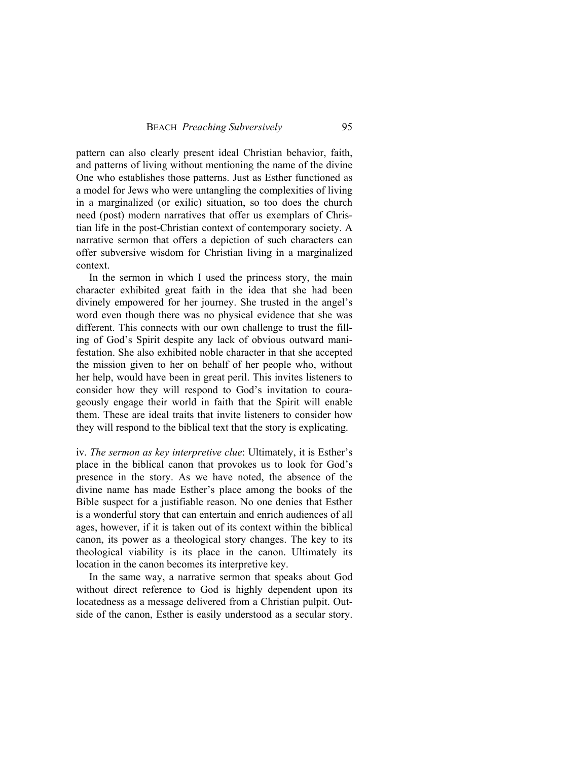pattern can also clearly present ideal Christian behavior, faith, and patterns of living without mentioning the name of the divine One who establishes those patterns. Just as Esther functioned as a model for Jews who were untangling the complexities of living in a marginalized (or exilic) situation, so too does the church need (post) modern narratives that offer us exemplars of Christian life in the post-Christian context of contemporary society. A narrative sermon that offers a depiction of such characters can offer subversive wisdom for Christian living in a marginalized context.

In the sermon in which I used the princess story, the main character exhibited great faith in the idea that she had been divinely empowered for her journey. She trusted in the angel's word even though there was no physical evidence that she was different. This connects with our own challenge to trust the filling of God's Spirit despite any lack of obvious outward manifestation. She also exhibited noble character in that she accepted the mission given to her on behalf of her people who, without her help, would have been in great peril. This invites listeners to consider how they will respond to God's invitation to courageously engage their world in faith that the Spirit will enable them. These are ideal traits that invite listeners to consider how they will respond to the biblical text that the story is explicating.

iv. *The sermon as key interpretive clue*: Ultimately, it is Esther's place in the biblical canon that provokes us to look for God's presence in the story. As we have noted, the absence of the divine name has made Esther's place among the books of the Bible suspect for a justifiable reason. No one denies that Esther is a wonderful story that can entertain and enrich audiences of all ages, however, if it is taken out of its context within the biblical canon, its power as a theological story changes. The key to its theological viability is its place in the canon. Ultimately its location in the canon becomes its interpretive key.

In the same way, a narrative sermon that speaks about God without direct reference to God is highly dependent upon its locatedness as a message delivered from a Christian pulpit. Outside of the canon, Esther is easily understood as a secular story.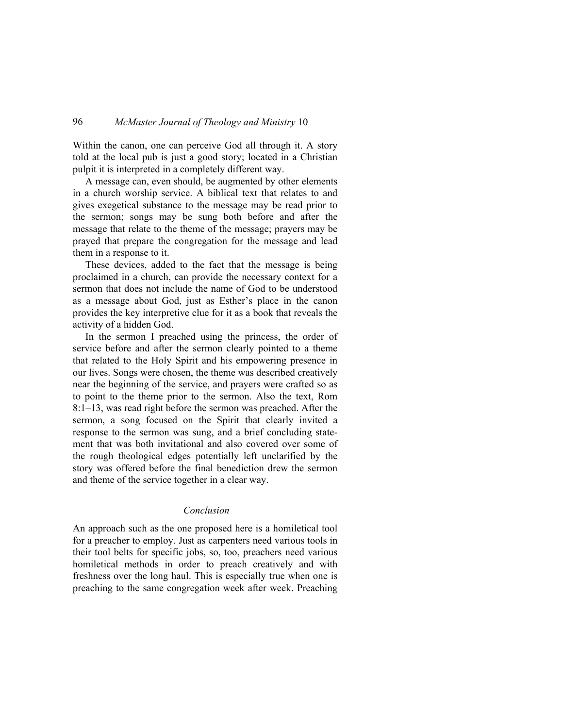Within the canon, one can perceive God all through it. A story told at the local pub is just a good story; located in a Christian pulpit it is interpreted in a completely different way.

A message can, even should, be augmented by other elements in a church worship service. A biblical text that relates to and gives exegetical substance to the message may be read prior to the sermon; songs may be sung both before and after the message that relate to the theme of the message; prayers may be prayed that prepare the congregation for the message and lead them in a response to it.

These devices, added to the fact that the message is being proclaimed in a church, can provide the necessary context for a sermon that does not include the name of God to be understood as a message about God, just as Esther's place in the canon provides the key interpretive clue for it as a book that reveals the activity of a hidden God.

In the sermon I preached using the princess, the order of service before and after the sermon clearly pointed to a theme that related to the Holy Spirit and his empowering presence in our lives. Songs were chosen, the theme was described creatively near the beginning of the service, and prayers were crafted so as to point to the theme prior to the sermon. Also the text, Rom 8:1–13, was read right before the sermon was preached. After the sermon, a song focused on the Spirit that clearly invited a response to the sermon was sung, and a brief concluding statement that was both invitational and also covered over some of the rough theological edges potentially left unclarified by the story was offered before the final benediction drew the sermon and theme of the service together in a clear way.

## *Conclusion*

An approach such as the one proposed here is a homiletical tool for a preacher to employ. Just as carpenters need various tools in their tool belts for specific jobs, so, too, preachers need various homiletical methods in order to preach creatively and with freshness over the long haul. This is especially true when one is preaching to the same congregation week after week. Preaching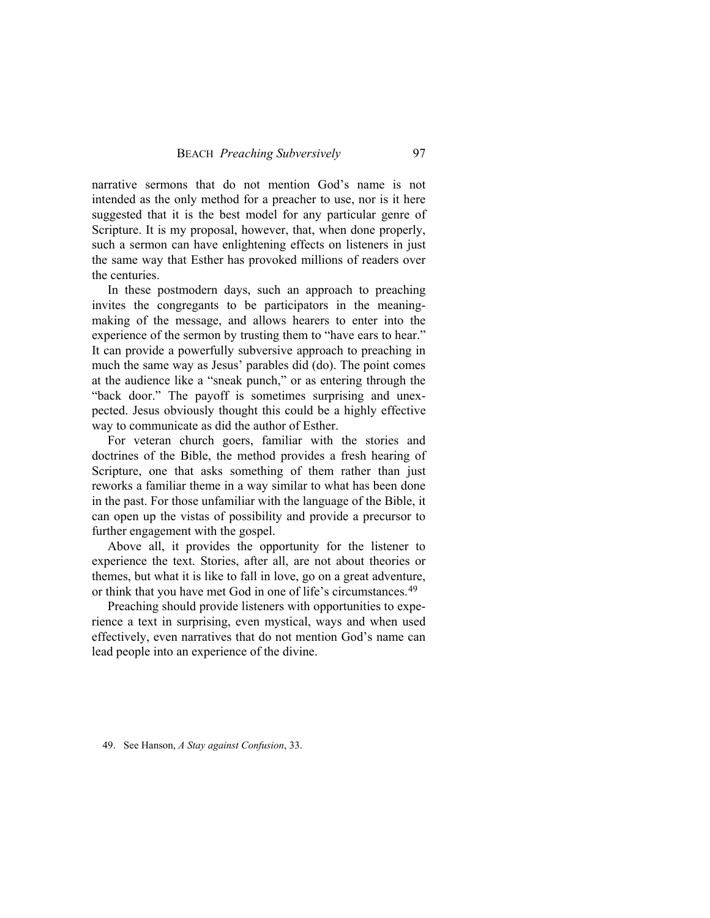narrative sermons that do not mention God's name is not intended as the only method for a preacher to use, nor is it here suggested that it is the best model for any particular genre of Scripture. It is my proposal, however, that, when done properly, such a sermon can have enlightening effects on listeners in just the same way that Esther has provoked millions of readers over the centuries.

In these postmodern days, such an approach to preaching invites the congregants to be participators in the meaning-making of the message, and allows hearers to enter into the experience of the sermon by trusting them to "have ears to hear." It can provide a powerfully subversive approach to preaching in much the same way as Jesus' parables did (do). The point comes at the audience like a "sneak punch," or as entering through the "back door." The payoff is sometimes surprising and unexpected. Jesus obviously thought this could be a highly effective way to communicate as did the author of Esther.

For veteran church goers, familiar with the stories and doctrines of the Bible, the method provides a fresh hearing of Scripture, one that asks something of them rather than just reworks a familiar theme in a way similar to what has been done in the past. For those unfamiliar with the language of the Bible, it can open up the vistas of possibility and provide a precursor to further engagement with the gospel.

Above all, it provides the opportunity for the listener to experience the text. Stories, after all, are not about theories or themes, but what it is like to fall in love, go on a great adventure, or think that you have met God in one of life's circumstances.[49]

Preaching should provide listeners with opportunities to experience a text in surprising, even mystical, ways and when used effectively, even narratives that do not mention God's name can lead people into an experience of the divine.

49. See Hanson, *A Stay against Confusion*, 33.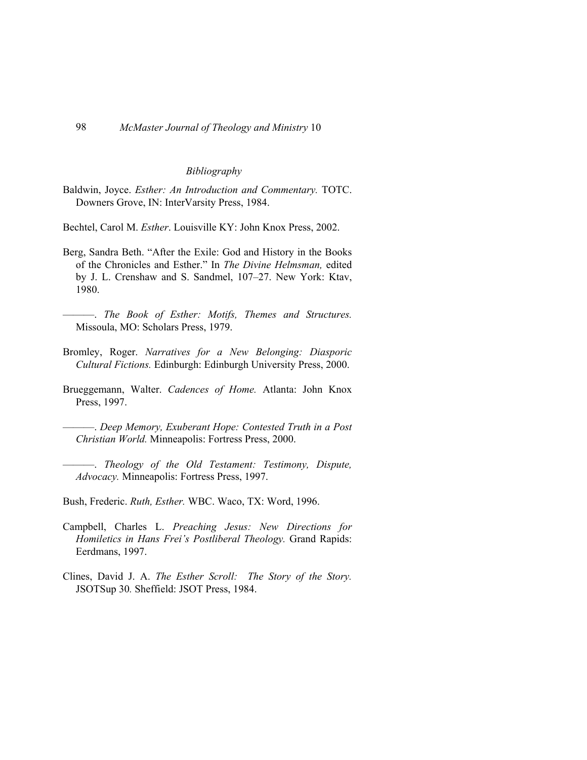*Bibliography*

Baldwin, Joyce. *Esther: An Introduction and Commentary.* TOTC. Downers Grove, IN: InterVarsity Press, 1984.

Bechtel, Carol M. *Esther*. Louisville KY: John Knox Press, 2002.

Berg, Sandra Beth. "After the Exile: God and History in the Books of the Chronicles and Esther." In *The Divine Helmsman,* edited by J. L. Crenshaw and S. Sandmel, 107–27. New York: Ktav, 1980.

———. *The Book of Esther: Motifs, Themes and Structures.* Missoula, MO: Scholars Press, 1979.

Bromley, Roger. *Narratives for a New Belonging: Diasporic Cultural Fictions.* Edinburgh: Edinburgh University Press, 2000.

Brueggemann, Walter. *Cadences of Home.* Atlanta: John Knox Press, 1997.

———. *Deep Memory, Exuberant Hope: Contested Truth in a Post Christian World.* Minneapolis: Fortress Press, 2000.

———. *Theology of the Old Testament: Testimony, Dispute, Advocacy.* Minneapolis: Fortress Press, 1997.

Bush, Frederic. *Ruth, Esther.* WBC. Waco, TX: Word, 1996.

Campbell, Charles L. *Preaching Jesus: New Directions for Homiletics in Hans Frei's Postliberal Theology.* Grand Rapids: Eerdmans, 1997.

Clines, David J. A. *The Esther Scroll: The Story of the Story.* JSOTSup 30*.* Sheffield: JSOT Press, 1984.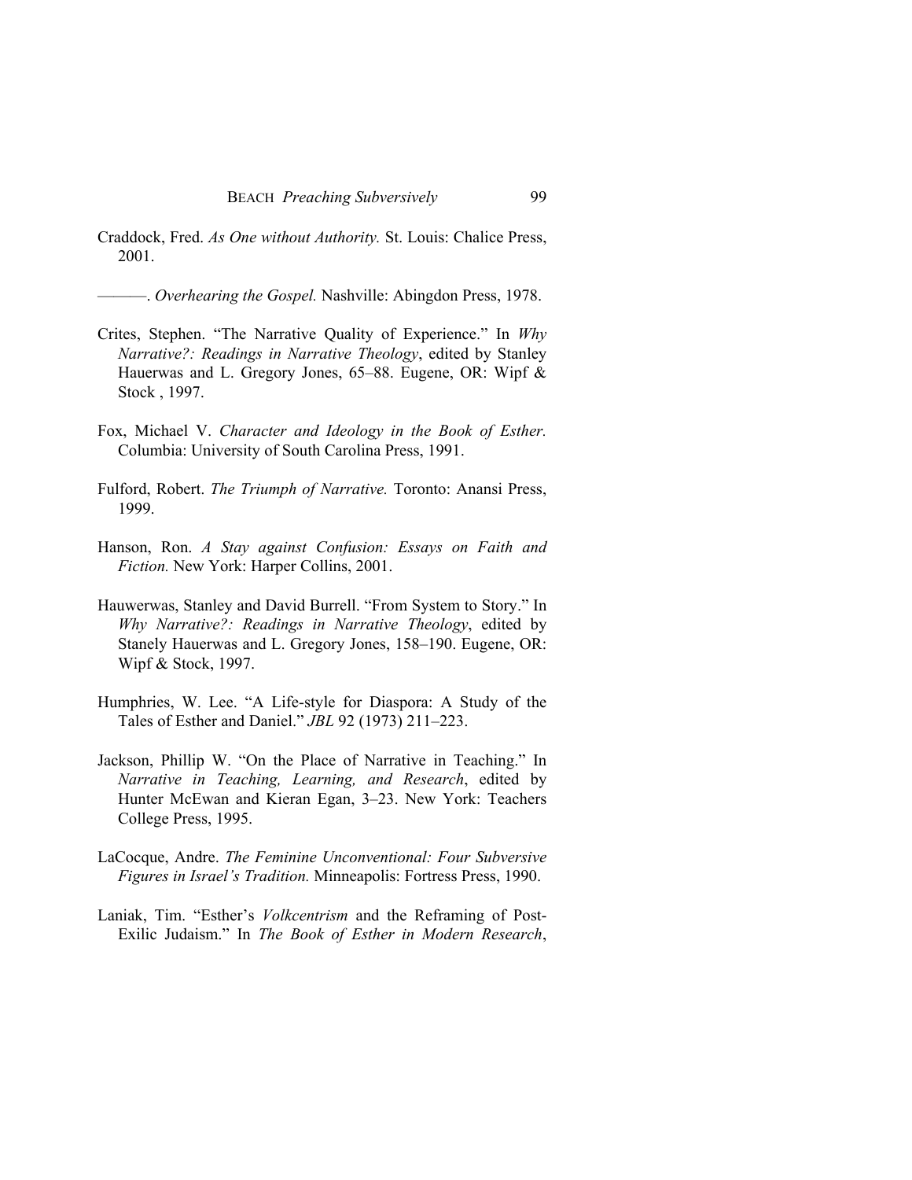Craddock, Fred. *As One without Authority.* St. Louis: Chalice Press, 2001.

———. *Overhearing the Gospel.* Nashville: Abingdon Press, 1978.

Crites, Stephen. "The Narrative Quality of Experience." In *Why Narrative?: Readings in Narrative Theology*, edited by Stanley Hauerwas and L. Gregory Jones, 65–88. Eugene, OR: Wipf & Stock , 1997.

Fox, Michael V. *Character and Ideology in the Book of Esther.* Columbia: University of South Carolina Press, 1991.

Fulford, Robert. *The Triumph of Narrative.* Toronto: Anansi Press, 1999.

Hanson, Ron. *A Stay against Confusion: Essays on Faith and Fiction.* New York: Harper Collins, 2001.

Hauwerwas, Stanley and David Burrell. "From System to Story." In *Why Narrative?: Readings in Narrative Theology*, edited by Stanely Hauerwas and L. Gregory Jones, 158–190. Eugene, OR: Wipf & Stock, 1997.

Humphries, W. Lee. "A Life-style for Diaspora: A Study of the Tales of Esther and Daniel." *JBL* 92 (1973) 211–223.

Jackson, Phillip W. "On the Place of Narrative in Teaching." In *Narrative in Teaching, Learning, and Research*, edited by Hunter McEwan and Kieran Egan, 3–23. New York: Teachers College Press, 1995.

LaCocque, Andre. *The Feminine Unconventional: Four Subversive Figures in Israel's Tradition.* Minneapolis: Fortress Press, 1990.

Laniak, Tim. "Esther's *Volkcentrism* and the Reframing of Post-Exilic Judaism." In *The Book of Esther in Modern Research*,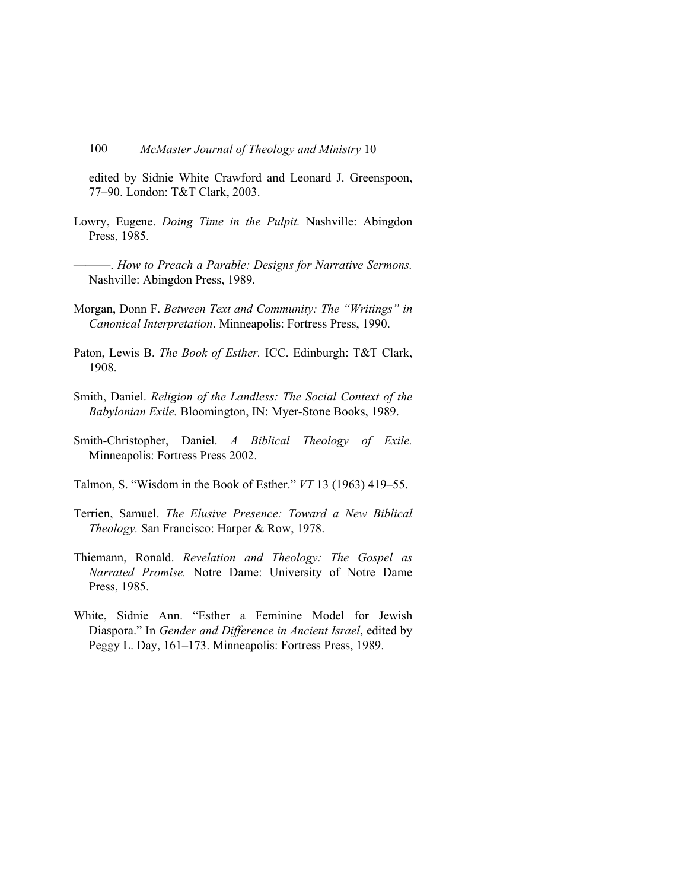edited by Sidnie White Crawford and Leonard J. Greenspoon, 77–90. London: T&T Clark, 2003.

Lowry, Eugene. *Doing Time in the Pulpit.* Nashville: Abingdon Press, 1985.

———. *How to Preach a Parable: Designs for Narrative Sermons.* Nashville: Abingdon Press, 1989.

Morgan, Donn F. *Between Text and Community: The "Writings" in Canonical Interpretation*. Minneapolis: Fortress Press, 1990.

Paton, Lewis B. *The Book of Esther.* ICC. Edinburgh: T&T Clark, 1908.

Smith, Daniel. *Religion of the Landless: The Social Context of the Babylonian Exile.* Bloomington, IN: Myer-Stone Books, 1989.

Smith-Christopher, Daniel. *A Biblical Theology of Exile.* Minneapolis: Fortress Press 2002.

Talmon, S. "Wisdom in the Book of Esther." *VT* 13 (1963) 419–55.

Terrien, Samuel. *The Elusive Presence: Toward a New Biblical Theology.* San Francisco: Harper & Row, 1978.

Thiemann, Ronald. *Revelation and Theology: The Gospel as Narrated Promise.* Notre Dame: University of Notre Dame Press, 1985.

White, Sidnie Ann. "Esther a Feminine Model for Jewish Diaspora." In *Gender and Difference in Ancient Israel*, edited by Peggy L. Day, 161–173. Minneapolis: Fortress Press, 1989.